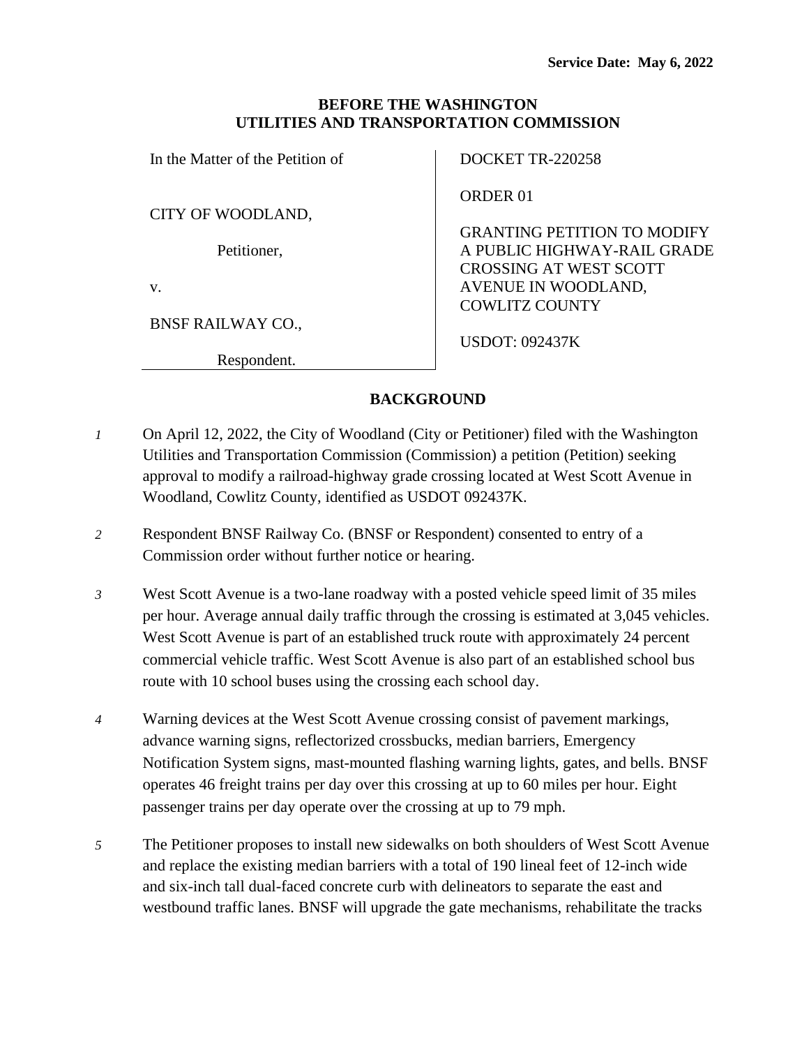**Service Date: May 6, 2022**

**BEFORE THE WASHINGTON UTILITIES AND TRANSPORTATION COMMISSION**

| | |
|---|---|
| In the Matter of the Petition of<br><br>CITY OF WOODLAND,<br><br>Petitioner,<br><br>v.<br><br>BNSF RAILWAY CO.,<br><br>Respondent. | DOCKET TR-220258<br><br>ORDER 01<br><br>GRANTING PETITION TO MODIFY A PUBLIC HIGHWAY-RAIL GRADE CROSSING AT WEST SCOTT AVENUE IN WOODLAND, COWLITZ COUNTY<br><br>USDOT: 092437K |

## BACKGROUND

*1* On April 12, 2022, the City of Woodland (City or Petitioner) filed with the Washington Utilities and Transportation Commission (Commission) a petition (Petition) seeking approval to modify a railroad-highway grade crossing located at West Scott Avenue in Woodland, Cowlitz County, identified as USDOT 092437K.

*2* Respondent BNSF Railway Co. (BNSF or Respondent) consented to entry of a Commission order without further notice or hearing.

*3* West Scott Avenue is a two-lane roadway with a posted vehicle speed limit of 35 miles per hour. Average annual daily traffic through the crossing is estimated at 3,045 vehicles. West Scott Avenue is part of an established truck route with approximately 24 percent commercial vehicle traffic. West Scott Avenue is also part of an established school bus route with 10 school buses using the crossing each school day.

*4* Warning devices at the West Scott Avenue crossing consist of pavement markings, advance warning signs, reflectorized crossbucks, median barriers, Emergency Notification System signs, mast-mounted flashing warning lights, gates, and bells. BNSF operates 46 freight trains per day over this crossing at up to 60 miles per hour. Eight passenger trains per day operate over the crossing at up to 79 mph.

*5* The Petitioner proposes to install new sidewalks on both shoulders of West Scott Avenue and replace the existing median barriers with a total of 190 lineal feet of 12-inch wide and six-inch tall dual-faced concrete curb with delineators to separate the east and westbound traffic lanes. BNSF will upgrade the gate mechanisms, rehabilitate the tracks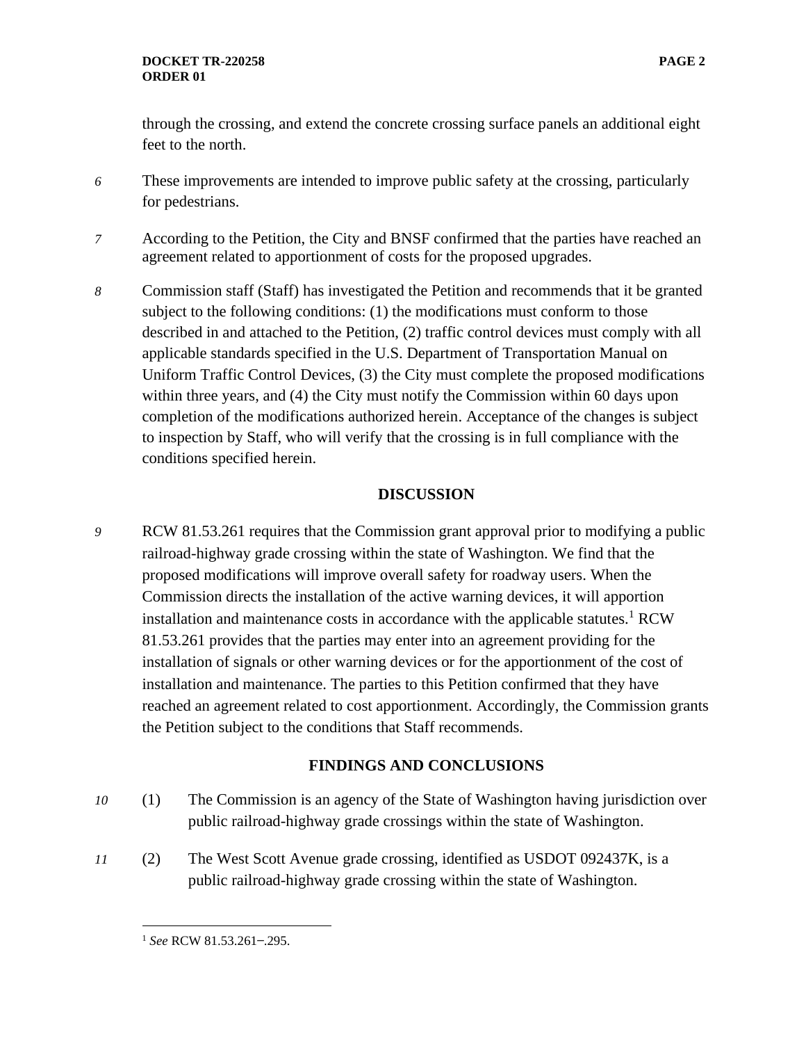through the crossing, and extend the concrete crossing surface panels an additional eight feet to the north.

6 These improvements are intended to improve public safety at the crossing, particularly for pedestrians.

7 According to the Petition, the City and BNSF confirmed that the parties have reached an agreement related to apportionment of costs for the proposed upgrades.

8 Commission staff (Staff) has investigated the Petition and recommends that it be granted subject to the following conditions: (1) the modifications must conform to those described in and attached to the Petition, (2) traffic control devices must comply with all applicable standards specified in the U.S. Department of Transportation Manual on Uniform Traffic Control Devices, (3) the City must complete the proposed modifications within three years, and (4) the City must notify the Commission within 60 days upon completion of the modifications authorized herein. Acceptance of the changes is subject to inspection by Staff, who will verify that the crossing is in full compliance with the conditions specified herein.

## DISCUSSION

9 RCW 81.53.261 requires that the Commission grant approval prior to modifying a public railroad-highway grade crossing within the state of Washington. We find that the proposed modifications will improve overall safety for roadway users. When the Commission directs the installation of the active warning devices, it will apportion installation and maintenance costs in accordance with the applicable statutes.[1] RCW 81.53.261 provides that the parties may enter into an agreement providing for the installation of signals or other warning devices or for the apportionment of the cost of installation and maintenance. The parties to this Petition confirmed that they have reached an agreement related to cost apportionment. Accordingly, the Commission grants the Petition subject to the conditions that Staff recommends.

## FINDINGS AND CONCLUSIONS

10 (1) The Commission is an agency of the State of Washington having jurisdiction over public railroad-highway grade crossings within the state of Washington.

11 (2) The West Scott Avenue grade crossing, identified as USDOT 092437K, is a public railroad-highway grade crossing within the state of Washington.

[1] *See* RCW 81.53.261–.295.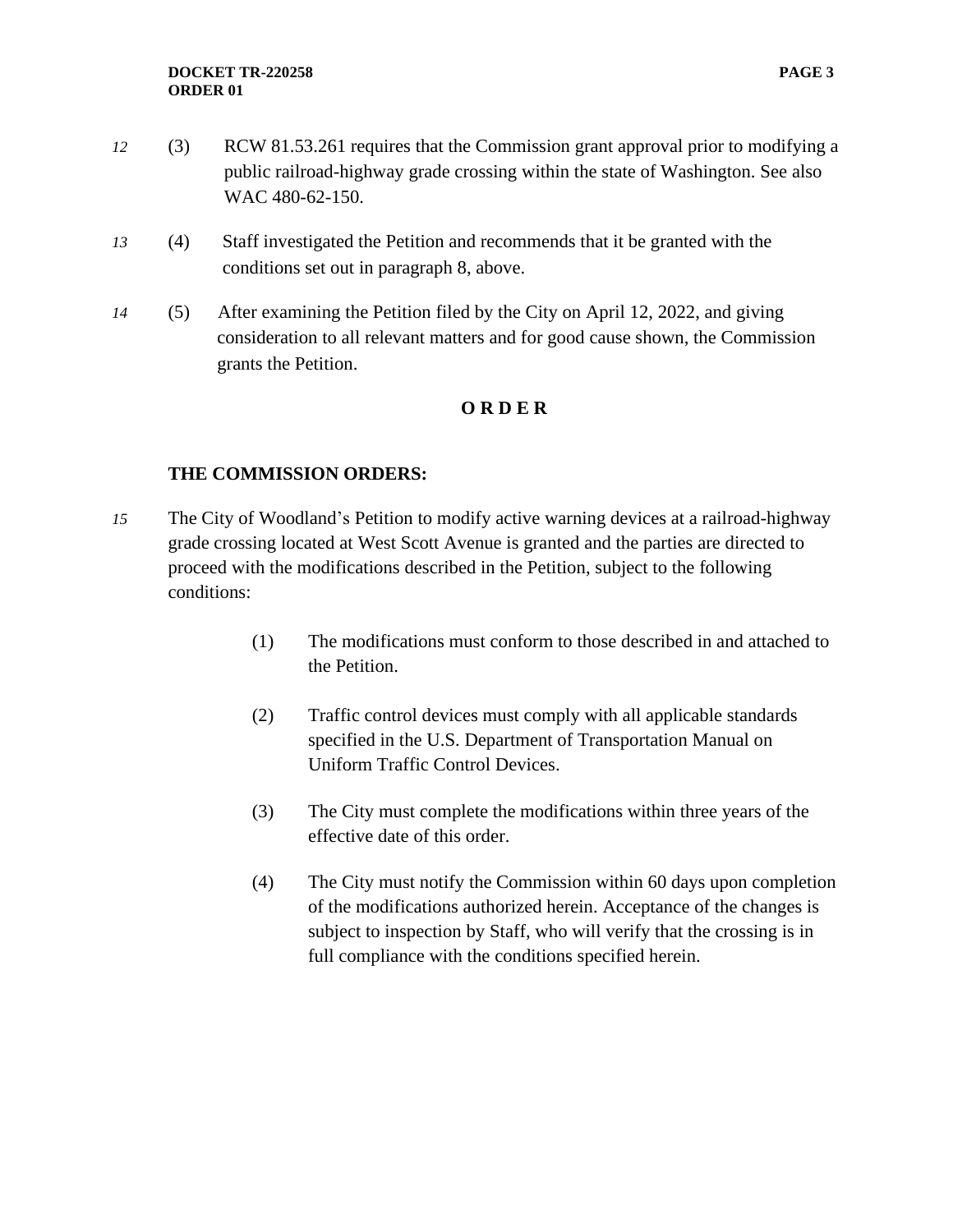12 (3) RCW 81.53.261 requires that the Commission grant approval prior to modifying a public railroad-highway grade crossing within the state of Washington. See also WAC 480-62-150.

13 (4) Staff investigated the Petition and recommends that it be granted with the conditions set out in paragraph 8, above.

14 (5) After examining the Petition filed by the City on April 12, 2022, and giving consideration to all relevant matters and for good cause shown, the Commission grants the Petition.

## O R D E R

**THE COMMISSION ORDERS:**

15 The City of Woodland's Petition to modify active warning devices at a railroad-highway grade crossing located at West Scott Avenue is granted and the parties are directed to proceed with the modifications described in the Petition, subject to the following conditions:

(1) The modifications must conform to those described in and attached to the Petition.

(2) Traffic control devices must comply with all applicable standards specified in the U.S. Department of Transportation Manual on Uniform Traffic Control Devices.

(3) The City must complete the modifications within three years of the effective date of this order.

(4) The City must notify the Commission within 60 days upon completion of the modifications authorized herein. Acceptance of the changes is subject to inspection by Staff, who will verify that the crossing is in full compliance with the conditions specified herein.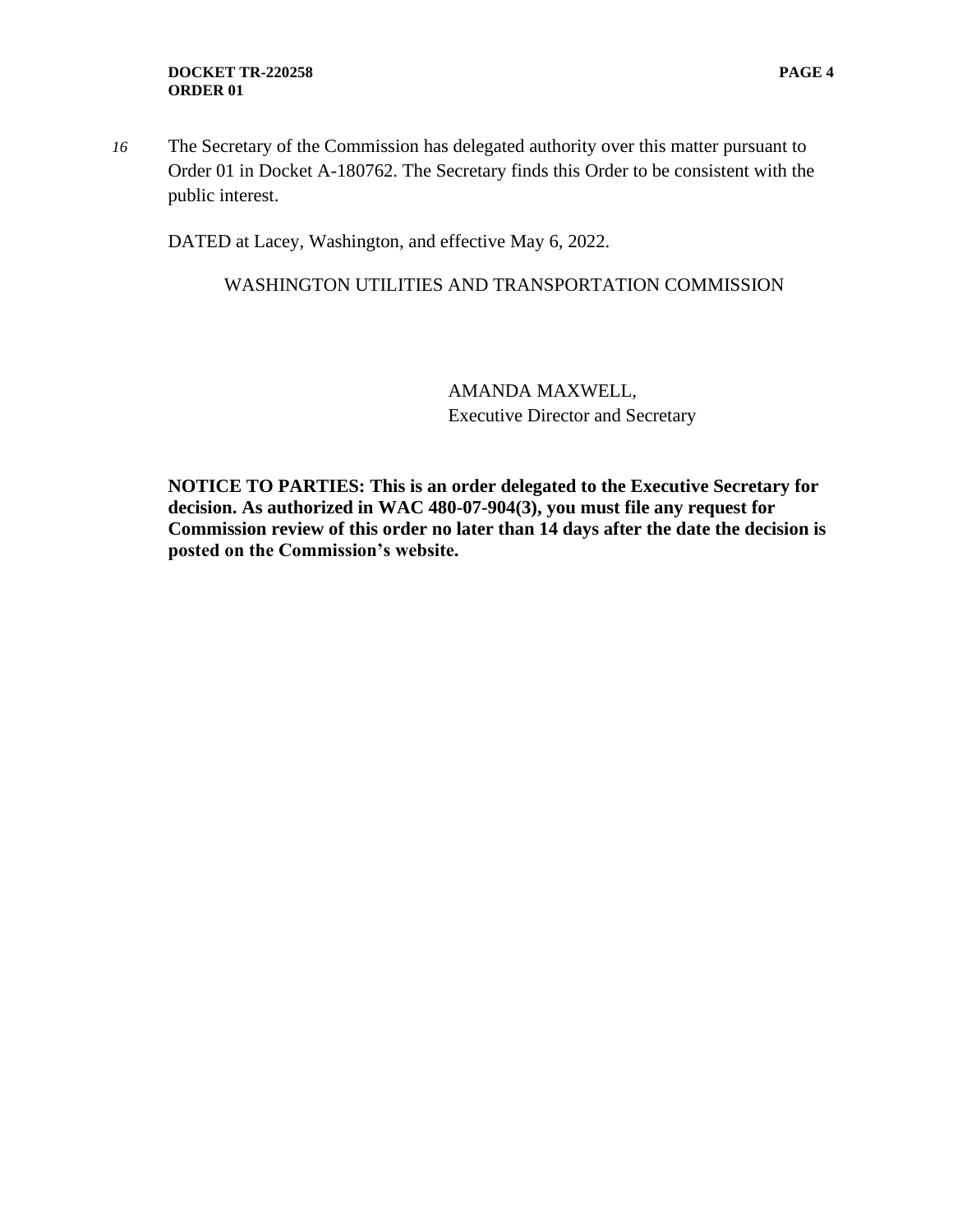16 The Secretary of the Commission has delegated authority over this matter pursuant to Order 01 in Docket A-180762. The Secretary finds this Order to be consistent with the public interest.

DATED at Lacey, Washington, and effective May 6, 2022.

WASHINGTON UTILITIES AND TRANSPORTATION COMMISSION

AMANDA MAXWELL,
Executive Director and Secretary

**NOTICE TO PARTIES: This is an order delegated to the Executive Secretary for decision. As authorized in WAC 480-07-904(3), you must file any request for Commission review of this order no later than 14 days after the date the decision is posted on the Commission's website.**